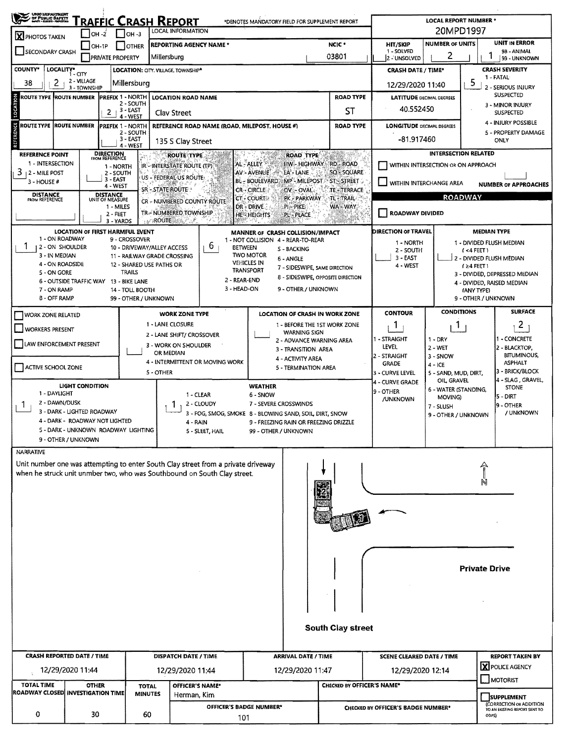# TRAFFIC CRASH REPORT

*DENOTES MANDATORY FIELD FOR SUPPLEMENT REPORT

| | |
|---|---|
| LOCAL REPORT NUMBER * | 20MPD1997 |
| [X] PHOTOS TAKEN | [ ] OH-2 [ ] OH-3 [ ] OH-1P [ ] OTHER |
| [ ] SECONDARY CRASH | [ ] PRIVATE PROPERTY |
| REPORTING AGENCY NAME * | Millersburg |
| NCIC * | 03801 |
| HIT/SKIP (1 - SOLVED, 2 - UNSOLVED) | |
| NUMBER OF UNITS | 2 |
| UNIT IN ERROR (98 - ANIMAL, 99 - UNKNOWN) | 1 |

## LOCATION

| Field | Value |
|---|---|
| COUNTY* | 38 |
| LOCALITY* (1 - CITY, 2 - VILLAGE, 3 - TOWNSHIP) | 2 |
| LOCATION: CITY, VILLAGE, TOWNSHIP* | Millersburg |
| CRASH DATE / TIME* | 12/29/2020 11:40 |
| CRASH SEVERITY (1 - FATAL, 2 - SERIOUS INJURY SUSPECTED, 3 - MINOR INJURY SUSPECTED, 4 - INJURY POSSIBLE, 5 - PROPERTY DAMAGE ONLY) | 5 |
| ROUTE TYPE / ROUTE NUMBER | |
| PREFIX (1 - NORTH, 2 - SOUTH, 3 - EAST, 4 - WEST) | 2 |
| LOCATION ROAD NAME | Clay Street |
| ROAD TYPE | ST |
| LATITUDE DECIMAL DEGREES | 40.552450 |
| LONGITUDE DECIMAL DEGREES | -81.917460 |

## REFERENCE

| Field | Value |
|---|---|
| ROUTE TYPE / ROUTE NUMBER / PREFIX | |
| REFERENCE ROAD NAME (ROAD, MILEPOST, HOUSE #) | 135 S Clay Street |
| ROAD TYPE | |
| REFERENCE POINT (1 - INTERSECTION, 2 - MILE POST, 3 - HOUSE #) | 3 |
| DIRECTION FROM REFERENCE (1 - NORTH, 2 - SOUTH, 3 - EAST, 4 - WEST) | |
| DISTANCE FROM REFERENCE | |
| DISTANCE UNIT OF MEASURE (1 - MILES, 2 - FEET, 3 - YARDS) | |

ROUTE TYPE: IR - INTERSTATE ROUTE (TP); US - FEDERAL US ROUTE; SR - STATE ROUTE; CR - NUMBERED COUNTY ROUTE; TR - NUMBERED TOWNSHIP ROUTE

ROAD TYPE: AL - ALLEY; AV - AVENUE; BL - BOULEVARD; CR - CIRCLE; CT - COURT; DR - DRIVE; HE - HEIGHTS; HW - HIGHWAY; LA - LANE; MP - MILEPOST; OV - OVAL; PK - PARKWAY; PI - PIKE; PL - PLACE; RD - ROAD; SQ - SQUARE; ST - STREET; TE - TERRACE; TL - TRAIL; WA - WAY

## INTERSECTION RELATED

[ ] WITHIN INTERSECTION OR ON APPROACH
[ ] WITHIN INTERCHANGE AREA
NUMBER OF APPROACHES:

## ROADWAY

[ ] ROADWAY DIVIDED

| Field | Value |
|---|---|
| LOCATION OF FIRST HARMFUL EVENT | 1 |
| MANNER OF CRASH COLLISION/IMPACT | 6 |
| DIRECTION OF TRAVEL | |
| MEDIAN TYPE | |

LOCATION OF FIRST HARMFUL EVENT: 1 - ON ROADWAY; 2 - ON SHOULDER; 3 - IN MEDIAN; 4 - ON ROADSIDE; 5 - ON GORE; 6 - OUTSIDE TRAFFIC WAY; 7 - ON RAMP; 8 - OFF RAMP; 9 - CROSSOVER; 10 - DRIVEWAY/ALLEY ACCESS; 11 - RAILWAY GRADE CROSSING; 12 - SHARED USE PATHS OR TRAILS; 13 - BIKE LANE; 14 - TOLL BOOTH; 99 - OTHER / UNKNOWN

MANNER OF CRASH COLLISION/IMPACT: 1 - NOT COLLISION BETWEEN TWO MOTOR VEHICLES IN TRANSPORT; 2 - REAR-END; 3 - HEAD-ON; 4 - REAR-TO-REAR; 5 - BACKING; 6 - ANGLE; 7 - SIDESWIPE, SAME DIRECTION; 8 - SIDESWIPE, OPPOSITE DIRECTION; 9 - OTHER / UNKNOWN

DIRECTION OF TRAVEL: 1 - NORTH; 2 - SOUTH; 3 - EAST; 4 - WEST

MEDIAN TYPE: 1 - DIVIDED FLUSH MEDIAN (<4 FEET); 2 - DIVIDED FLUSH MEDIAN (≥4 FEET); 3 - DIVIDED, DEPRESSED MEDIAN; 4 - DIVIDED, RAISED MEDIAN (ANY TYPE); 9 - OTHER / UNKNOWN

## WORK ZONE

[ ] WORK ZONE RELATED
[ ] WORKERS PRESENT
[ ] LAW ENFORCEMENT PRESENT
[ ] ACTIVE SCHOOL ZONE

WORK ZONE TYPE: 1 - LANE CLOSURE; 2 - LANE SHIFT/ CROSSOVER; 3 - WORK ON SHOULDER OR MEDIAN; 4 - INTERMITTENT OR MOVING WORK; 5 - OTHER

LOCATION OF CRASH IN WORK ZONE: 1 - BEFORE THE 1ST WORK ZONE WARNING SIGN; 2 - ADVANCE WARNING AREA; 3 - TRANSITION AREA; 4 - ACTIVITY AREA; 5 - TERMINATION AREA

| CONTOUR | CONDITIONS | SURFACE |
|---|---|---|
| 1 | 1 | 2 |

CONTOUR: 1 - STRAIGHT LEVEL; 2 - STRAIGHT GRADE; 3 - CURVE LEVEL; 4 - CURVE GRADE; 9 - OTHER /UNKNOWN

CONDITIONS: 1 - DRY; 2 - WET; 3 - SNOW; 4 - ICE; 5 - SAND, MUD, DIRT, OIL, GRAVEL; 6 - WATER (STANDING, MOVING); 7 - SLUSH; 9 - OTHER / UNKNOWN

SURFACE: 1 - CONCRETE; 2 - BLACKTOP, BITUMINOUS, ASPHALT; 3 - BRICK/BLOCK; 4 - SLAG, GRAVEL, STONE; 5 - DIRT; 9 - OTHER / UNKNOWN

| LIGHT CONDITION | WEATHER |
|---|---|
| 1 | 1 |

LIGHT CONDITION: 1 - DAYLIGHT; 2 - DAWN/DUSK; 3 - DARK - LIGHTED ROADWAY; 4 - DARK - ROADWAY NOT LIGHTED; 5 - DARK - UNKNOWN ROADWAY LIGHTING; 9 - OTHER / UNKNOWN

WEATHER: 1 - CLEAR; 2 - CLOUDY; 3 - FOG, SMOG, SMOKE; 4 - RAIN; 5 - SLEET, HAIL; 6 - SNOW; 7 - SEVERE CROSSWINDS; 8 - BLOWING SAND, SOIL, DIRT, SNOW; 9 - FREEZING RAIN OR FREEZING DRIZZLE; 99 - OTHER / UNKNOWN

## NARRATIVE

Unit number one was attempting to enter South Clay street from a private driveway when he struck unit unmber two, who was Southbound on South Clay street.

Diagram labels: N; Private Drive; South Clay street

| CRASH REPORTED DATE / TIME | DISPATCH DATE / TIME | ARRIVAL DATE / TIME | SCENE CLEARED DATE / TIME | REPORT TAKEN BY |
|---|---|---|---|---|
| 12/29/2020 11:44 | 12/29/2020 11:44 | 12/29/2020 11:47 | 12/29/2020 12:14 | [X] POLICE AGENCY [ ] MOTORIST |

| TOTAL TIME ROADWAY CLOSED | OTHER INVESTIGATION TIME | TOTAL MINUTES | OFFICER'S NAME* | CHECKED BY OFFICER'S NAME* |
|---|---|---|---|---|
| 0 | 30 | 60 | Herman, Kim | |

| OFFICER'S BADGE NUMBER* | CHECKED BY OFFICER'S BADGE NUMBER* |
|---|---|
| 101 | |

[ ] SUPPLEMENT (CORRECTION OR ADDITION TO AN EXISTING REPORT SENT TO ODPS)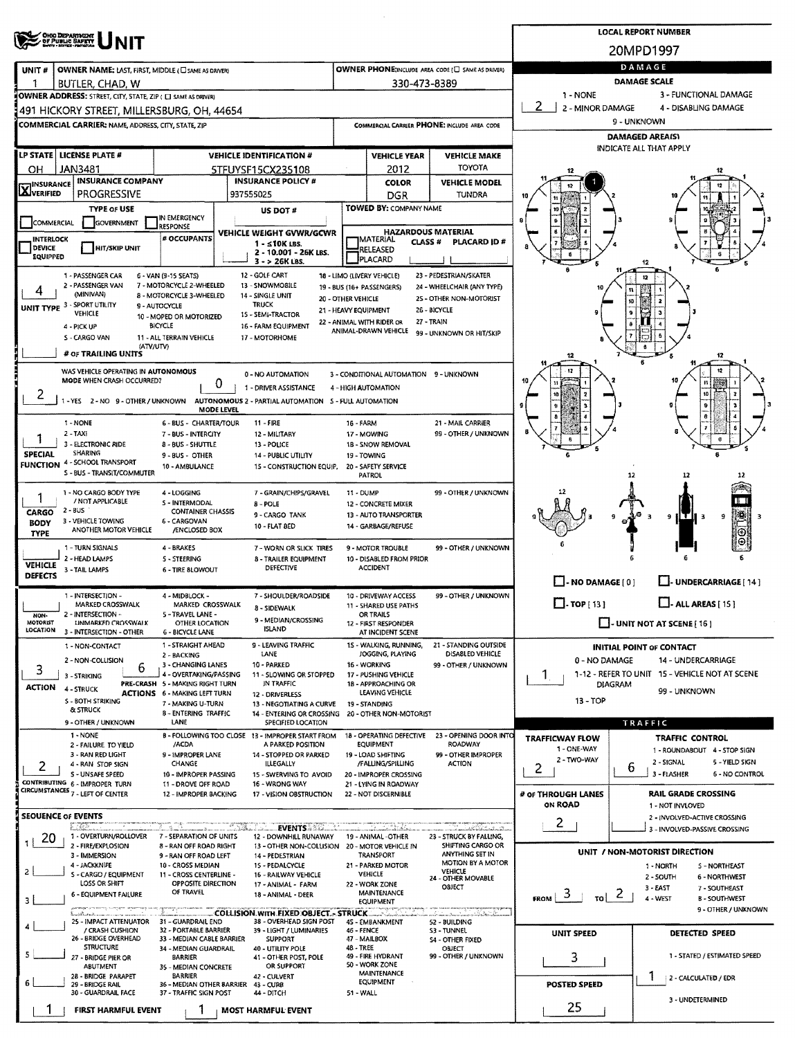# UNIT

**LOCAL REPORT NUMBER:** 20MPD1997

| UNIT # | OWNER NAME: LAST, FIRST, MIDDLE (☐ SAME AS DRIVER) | OWNER PHONE: INCLUDE AREA CODE (☐ SAME AS DRIVER) |
|---|---|---|
| 1 | BUTLER, CHAD, W | 330-473-8389 |

**OWNER ADDRESS:** STREET, CITY, STATE, ZIP (☐ SAME AS DRIVER)
491 HICKORY STREET, MILLERSBURG, OH, 44654

**COMMERCIAL CARRIER:** NAME, ADDRESS, CITY, STATE, ZIP | **COMMERCIAL CARRIER PHONE:** INCLUDE AREA CODE

| LP STATE | LICENSE PLATE # | VEHICLE IDENTIFICATION # | VEHICLE YEAR | VEHICLE MAKE |
|---|---|---|---|---|
| OH | JAN3481 | 5TFUYSF15CX235108 | 2012 | TOYOTA |

| ☒ INSURANCE VERIFIED | INSURANCE COMPANY | INSURANCE POLICY # | COLOR | VEHICLE MODEL |
|---|---|---|---|---|
| | PROGRESSIVE | 937555025 | DGR | TUNDRA |

**TYPE OF USE:** ☐ COMMERCIAL ☐ GOVERNMENT ☐ IN EMERGENCY RESPONSE
**US DOT #:**
**TOWED BY:** COMPANY NAME
☐ INTERLOCK DEVICE EQUIPPED ☐ HIT/SKIP UNIT
**# OCCUPANTS:**
**VEHICLE WEIGHT GVWR/GCWR:** 1 - ≤10K LBS. 2 - 10.001 - 26K LBS. 3 - > 26K LBS.
**HAZARDOUS MATERIAL:** ☐ MATERIAL RELEASED ☐ PLACARD CLASS # PLACARD ID #

**UNIT TYPE:** 4
1 - PASSENGER CAR, 2 - PASSENGER VAN (MINIVAN), 3 - SPORT UTILITY VEHICLE, 4 - PICK UP, 5 - CARGO VAN (ATV/UTV), 6 - VAN (9-15 SEATS), 7 - MOTORCYCLE 2-WHEELED, 8 - MOTORCYCLE 3-WHEELED, 9 - AUTOCYCLE, 10 - MOPED OR MOTORIZED BICYCLE, 11 - ALL TERRAIN VEHICLE, 12 - GOLF CART, 13 - SNOWMOBILE, 14 - SINGLE UNIT TRUCK, 15 - SEMI-TRACTOR, 16 - FARM EQUIPMENT, 17 - MOTORHOME, 18 - LIMO (LIVERY VEHICLE), 19 - BUS (16+ PASSENGERS), 20 - OTHER VEHICLE, 21 - HEAVY EQUIPMENT, 22 - ANIMAL WITH RIDER OR ANIMAL-DRAWN VEHICLE, 23 - PEDESTRIAN/SKATER, 24 - WHEELCHAIR (ANY TYPE), 25 - OTHER NON-MOTORIST, 26 - BICYCLE, 27 - TRAIN, 99 - UNKNOWN OR HIT/SKIP

**# OF TRAILING UNITS:**

**WAS VEHICLE OPERATING IN AUTONOMOUS MODE WHEN CRASH OCCURRED?** 2
1 - YES 2 - NO 9 - OTHER / UNKNOWN

**AUTONOMOUS MODE LEVEL:** 0
0 - NO AUTOMATION, 1 - DRIVER ASSISTANCE, 2 - PARTIAL AUTOMATION, 3 - CONDITIONAL AUTOMATION, 4 - HIGH AUTOMATION, 5 - FULL AUTOMATION, 9 - UNKNOWN

**SPECIAL FUNCTION:** 1
1 - NONE, 2 - TAXI, 3 - ELECTRONIC RIDE SHARING, 4 - SCHOOL TRANSPORT, 5 - BUS - TRANSIT/COMMUTER, 6 - BUS - CHARTER/TOUR, 7 - BUS - INTERCITY, 8 - BUS - SHUTTLE, 9 - BUS - OTHER, 10 - AMBULANCE, 11 - FIRE, 12 - MILITARY, 13 - POLICE, 14 - PUBLIC UTILITY, 15 - CONSTRUCTION EQUIP., 16 - FARM, 17 - MOWING, 18 - SNOW REMOVAL, 19 - TOWING, 20 - SAFETY SERVICE PATROL, 21 - MAIL CARRIER, 99 - OTHER / UNKNOWN

**CARGO BODY TYPE:** 1
1 - NO CARGO BODY TYPE / NOT APPLICABLE, 2 - BUS, 3 - VEHICLE TOWING ANOTHER MOTOR VEHICLE, 4 - LOGGING, 5 - INTERMODAL CONTAINER CHASSIS, 6 - CARGOVAN /ENCLOSED BOX, 7 - GRAIN/CHIPS/GRAVEL, 8 - POLE, 9 - CARGO TANK, 10 - FLAT BED, 11 - DUMP, 12 - CONCRETE MIXER, 13 - AUTO TRANSPORTER, 14 - GARBAGE/REFUSE, 99 - OTHER / UNKNOWN

**VEHICLE DEFECTS:**
1 - TURN SIGNALS, 2 - HEAD LAMPS, 3 - TAIL LAMPS, 4 - BRAKES, 5 - STEERING, 6 - TIRE BLOWOUT, 7 - WORN OR SLICK TIRES, 8 - TRAILER EQUIPMENT DEFECTIVE, 9 - MOTOR TROUBLE, 10 - DISABLED FROM PRIOR ACCIDENT, 99 - OTHER / UNKNOWN

**NON-MOTORIST LOCATION:**
1 - INTERSECTION - MARKED CROSSWALK, 2 - INTERSECTION - UNMARKED CROSSWALK, 3 - INTERSECTION - OTHER, 4 - MIDBLOCK - MARKED CROSSWALK, 5 - TRAVEL LANE - OTHER LOCATION, 6 - BICYCLE LANE, 7 - SHOULDER/ROADSIDE, 8 - SIDEWALK, 9 - MEDIAN/CROSSING ISLAND, 10 - DRIVEWAY ACCESS, 11 - SHARED USE PATHS OR TRAILS, 12 - FIRST RESPONDER AT INCIDENT SCENE, 99 - OTHER / UNKNOWN

**ACTION:** 3
1 - NON-CONTACT, 2 - NON-COLLISION, 3 - STRIKING, 4 - STRUCK, 5 - BOTH STRIKING & STRUCK, 9 - OTHER / UNKNOWN

**PRE-CRASH ACTIONS:** 6
1 - STRAIGHT AHEAD, 2 - BACKING, 3 - CHANGING LANES, 4 - OVERTAKING/PASSING, 5 - MAKING RIGHT TURN, 6 - MAKING LEFT TURN, 7 - MAKING U-TURN, 8 - ENTERING TRAFFIC LANE, 9 - LEAVING TRAFFIC LANE, 10 - PARKED, 11 - SLOWING OR STOPPED IN TRAFFIC, 12 - DRIVERLESS, 13 - NEGOTIATING A CURVE, 14 - ENTERING OR CROSSING SPECIFIED LOCATION, 15 - WALKING, RUNNING, JOGGING, PLAYING, 16 - WORKING, 17 - PUSHING VEHICLE, 18 - APPROACHING OR LEAVING VEHICLE, 19 - STANDING, 20 - OTHER NON-MOTORIST, 21 - STANDING OUTSIDE DISABLED VEHICLE, 99 - OTHER / UNKNOWN

**CONTRIBUTING CIRCUMSTANCES:** 2
1 - NONE, 2 - FAILURE TO YIELD, 3 - RAN RED LIGHT, 4 - RAN STOP SIGN, 5 - UNSAFE SPEED, 6 - IMPROPER TURN, 7 - LEFT OF CENTER, 8 - FOLLOWING TOO CLOSE /ACDA, 9 - IMPROPER LANE CHANGE, 10 - IMPROPER PASSING, 11 - DROVE OFF ROAD, 12 - IMPROPER BACKING, 13 - IMPROPER START FROM A PARKED POSITION, 14 - STOPPED OR PARKED ILLEGALLY, 15 - SWERVING TO AVOID, 16 - WRONG WAY, 17 - VISION OBSTRUCTION, 18 - OPERATING DEFECTIVE EQUIPMENT, 19 - LOAD SHIFTING /FALLING/SPILLING, 20 - IMPROPER CROSSING, 21 - LYING IN ROADWAY, 22 - NOT DISCERNIBLE, 23 - OPENING DOOR INTO ROADWAY, 99 - OTHER IMPROPER ACTION

## SEQUENCE OF EVENTS

| # | Event |
|---|---|
| 1 | 20 |
| 2 | |
| 3 | |
| 4 | |
| 5 | |
| 6 | |

**EVENTS:** 1 - OVERTURN/ROLLOVER, 2 - FIRE/EXPLOSION, 3 - IMMERSION, 4 - JACKKNIFE, 5 - CARGO / EQUIPMENT LOSS OR SHIFT, 6 - EQUIPMENT FAILURE, 7 - SEPARATION OF UNITS, 8 - RAN OFF ROAD RIGHT, 9 - RAN OFF ROAD LEFT, 10 - CROSS MEDIAN, 11 - CROSS CENTERLINE - OPPOSITE DIRECTION OF TRAVEL, 12 - DOWNHILL RUNAWAY, 13 - OTHER NON-COLLISION, 14 - PEDESTRIAN, 15 - PEDALCYCLE, 16 - RAILWAY VEHICLE, 17 - ANIMAL - FARM, 18 - ANIMAL - DEER, 19 - ANIMAL - OTHER, 20 - MOTOR VEHICLE IN TRANSPORT, 21 - PARKED MOTOR VEHICLE, 22 - WORK ZONE MAINTENANCE EQUIPMENT, 23 - STRUCK BY FALLING, SHIFTING CARGO OR ANYTHING SET IN MOTION BY A MOTOR VEHICLE, 24 - OTHER MOVABLE OBJECT

**COLLISION WITH FIXED OBJECT - STRUCK:** 25 - IMPACT ATTENUATOR / CRASH CUSHION, 26 - BRIDGE OVERHEAD STRUCTURE, 27 - BRIDGE PIER OR ABUTMENT, 28 - BRIDGE PARAPET, 29 - BRIDGE RAIL, 30 - GUARDRAIL FACE, 31 - GUARDRAIL END, 32 - PORTABLE BARRIER, 33 - MEDIAN CABLE BARRIER, 34 - MEDIAN GUARDRAIL BARRIER, 35 - MEDIAN CONCRETE BARRIER, 36 - MEDIAN OTHER BARRIER, 37 - TRAFFIC SIGN POST, 38 - OVERHEAD SIGN POST, 39 - LIGHT / LUMINARIES SUPPORT, 40 - UTILITY POLE, 41 - OTHER POST, POLE OR SUPPORT, 42 - CULVERT, 43 - CURB, 44 - DITCH, 45 - EMBANKMENT, 46 - FENCE, 47 - MAILBOX, 48 - TREE, 49 - FIRE HYDRANT, 50 - WORK ZONE MAINTENANCE EQUIPMENT, 51 - WALL, 52 - BUILDING, 53 - TUNNEL, 54 - OTHER FIXED OBJECT, 99 - OTHER / UNKNOWN

**FIRST HARMFUL EVENT:** 1 **MOST HARMFUL EVENT:** 1

## DAMAGE

**DAMAGE SCALE:** 2
1 - NONE, 2 - MINOR DAMAGE, 3 - FUNCTIONAL DAMAGE, 4 - DISABLING DAMAGE, 9 - UNKNOWN

**DAMAGED AREA(S)** INDICATE ALL THAT APPLY: 1

☐ - NO DAMAGE [0] ☐ - UNDERCARRIAGE [14] ☐ - TOP [13] ☐ - ALL AREAS [15] ☐ - UNIT NOT AT SCENE [16]

**INITIAL POINT OF CONTACT:** 1
0 - NO DAMAGE, 1-12 - REFER TO UNIT DIAGRAM, 13 - TOP, 14 - UNDERCARRIAGE, 15 - VEHICLE NOT AT SCENE, 99 - UNKNOWN

## TRAFFIC

**TRAFFICWAY FLOW:** 2
1 - ONE-WAY, 2 - TWO-WAY

**TRAFFIC CONTROL:** 6
1 - ROUNDABOUT, 2 - SIGNAL, 3 - FLASHER, 4 - STOP SIGN, 5 - YIELD SIGN, 6 - NO CONTROL

**# OF THROUGH LANES ON ROAD:** 2

**RAIL GRADE CROSSING:**
1 - NOT INVOLVED, 2 - INVOLVED-ACTIVE CROSSING, 3 - INVOLVED-PASSIVE CROSSING

**UNIT / NON-MOTORIST DIRECTION:** FROM 3 TO 2
1 - NORTH, 2 - SOUTH, 3 - EAST, 4 - WEST, 5 - NORTHEAST, 6 - NORTHWEST, 7 - SOUTHEAST, 8 - SOUTHWEST, 9 - OTHER / UNKNOWN

**UNIT SPEED:** 3

**DETECTED SPEED:** 1
1 - STATED / ESTIMATED SPEED, 2 - CALCULATED / EDR, 3 - UNDETERMINED

**POSTED SPEED:** 25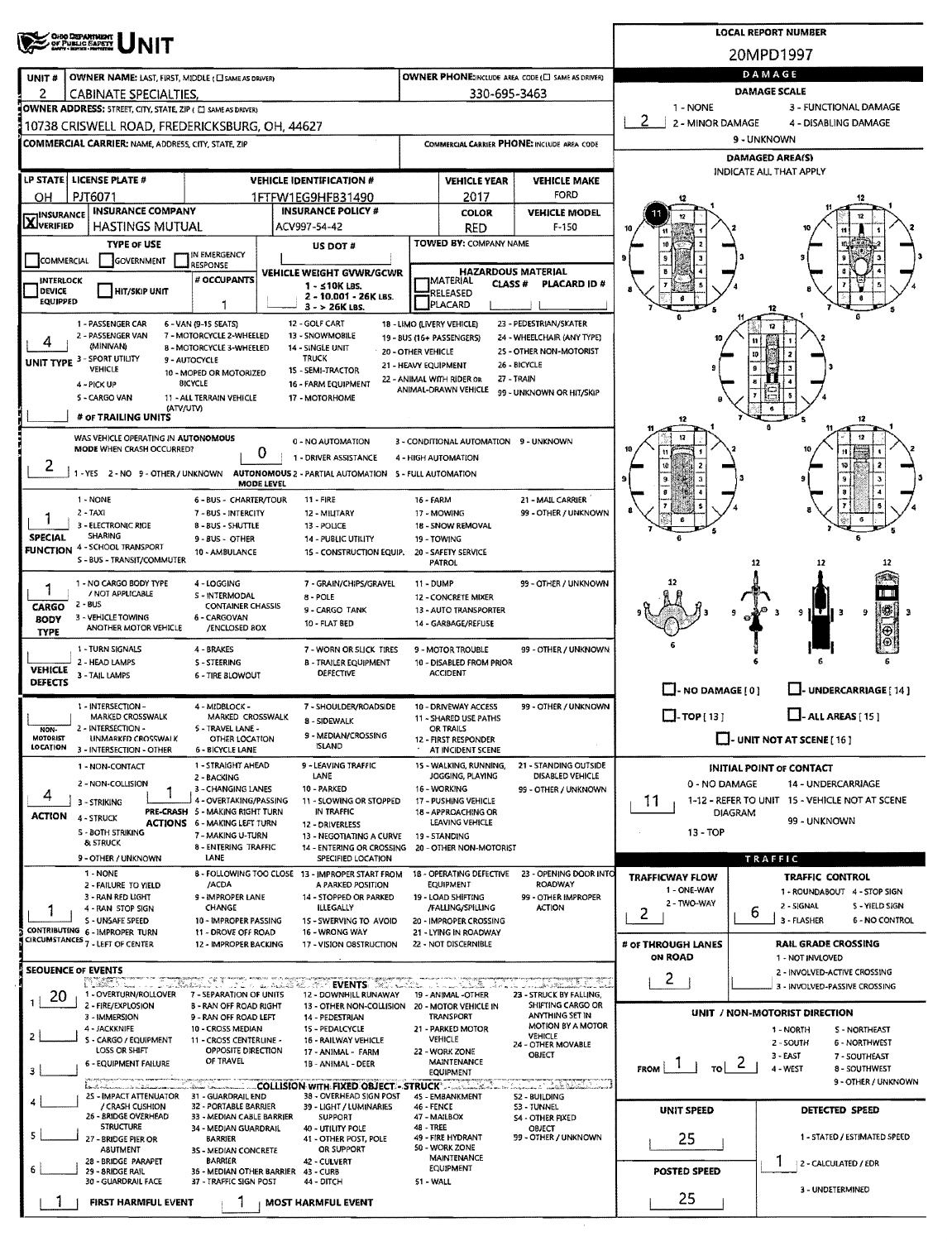# UNIT

**LOCAL REPORT NUMBER:** 20MPD1997

| UNIT # | OWNER NAME: LAST, FIRST, MIDDLE ( ☐ SAME AS DRIVER) | OWNER PHONE: INCLUDE AREA CODE ( ☐ SAME AS DRIVER) |
|---|---|---|
| 2 | CABINATE SPECIALTIES, | 330-695-3463 |

**OWNER ADDRESS:** STREET, CITY, STATE, ZIP ( ☐ SAME AS DRIVER)
10738 CRISWELL ROAD, FREDERICKSBURG, OH, 44627

**COMMERCIAL CARRIER:** NAME, ADDRESS, CITY, STATE, ZIP

**COMMERCIAL CARRIER PHONE:** INCLUDE AREA CODE

| LP STATE | LICENSE PLATE # | VEHICLE IDENTIFICATION # | VEHICLE YEAR | VEHICLE MAKE |
|---|---|---|---|---|
| OH | PJT6071 | 1FTFW1EG9HFB31490 | 2017 | FORD |

| INSURANCE | INSURANCE COMPANY | INSURANCE POLICY # | COLOR | VEHICLE MODEL |
|---|---|---|---|---|
| X VERIFIED | HASTINGS MUTUAL | ACV997-54-42 | RED | F-150 |

**TYPE OF USE:** ☐ COMMERCIAL ☐ GOVERNMENT ☐ IN EMERGENCY RESPONSE

**US DOT #:**

**TOWED BY:** COMPANY NAME

☐ INTERLOCK DEVICE EQUIPPED ☐ HIT/SKIP UNIT

**# OCCUPANTS:** 1

**VEHICLE WEIGHT GVWR/GCWR:** 1 - ≤10K LBS. 2 - 10,001 - 26K LBS. 3 - > 26K LBS.

**HAZARDOUS MATERIAL:** ☐ MATERIAL RELEASED ☐ PLACARD — CLASS # — PLACARD ID #

**UNIT TYPE:** 4
1 - PASSENGER CAR, 2 - PASSENGER VAN (MINIVAN), 3 - SPORT UTILITY VEHICLE, 4 - PICK UP, 5 - CARGO VAN, 6 - VAN (9-15 SEATS), 7 - MOTORCYCLE 2-WHEELED, 8 - MOTORCYCLE 3-WHEELED, 9 - AUTOCYCLE, 10 - MOPED OR MOTORIZED BICYCLE, 11 - ALL TERRAIN VEHICLE (ATV/UTV), 12 - GOLF CART, 13 - SNOWMOBILE, 14 - SINGLE UNIT TRUCK, 15 - SEMI-TRACTOR, 16 - FARM EQUIPMENT, 17 - MOTORHOME, 18 - LIMO (LIVERY VEHICLE), 19 - BUS (16+ PASSENGERS), 20 - OTHER VEHICLE, 21 - HEAVY EQUIPMENT, 22 - ANIMAL WITH RIDER OR ANIMAL-DRAWN VEHICLE, 23 - PEDESTRIAN/SKATER, 24 - WHEELCHAIR (ANY TYPE), 25 - OTHER NON-MOTORIST, 26 - BICYCLE, 27 - TRAIN, 99 - UNKNOWN OR HIT/SKIP

**# OF TRAILING UNITS:**

**WAS VEHICLE OPERATING IN AUTONOMOUS MODE WHEN CRASH OCCURRED?** 2
1 - YES 2 - NO 9 - OTHER / UNKNOWN

**AUTONOMOUS MODE LEVEL:** 0
0 - NO AUTOMATION, 1 - DRIVER ASSISTANCE, 2 - PARTIAL AUTOMATION, 3 - CONDITIONAL AUTOMATION, 4 - HIGH AUTOMATION, 5 - FULL AUTOMATION, 9 - UNKNOWN

**SPECIAL FUNCTION:** 1
1 - NONE, 2 - TAXI, 3 - ELECTRONIC RIDE SHARING, 4 - SCHOOL TRANSPORT, 5 - BUS - TRANSIT/COMMUTER, 6 - BUS - CHARTER/TOUR, 7 - BUS - INTERCITY, 8 - BUS - SHUTTLE, 9 - BUS - OTHER, 10 - AMBULANCE, 11 - FIRE, 12 - MILITARY, 13 - POLICE, 14 - PUBLIC UTILITY, 15 - CONSTRUCTION EQUIP., 16 - FARM, 17 - MOWING, 18 - SNOW REMOVAL, 19 - TOWING, 20 - SAFETY SERVICE PATROL, 21 - MAIL CARRIER, 99 - OTHER / UNKNOWN

**CARGO BODY TYPE:** 1
1 - NO CARGO BODY TYPE / NOT APPLICABLE, 2 - BUS, 3 - VEHICLE TOWING ANOTHER MOTOR VEHICLE, 4 - LOGGING, 5 - INTERMODAL CONTAINER CHASSIS, 6 - CARGOVAN /ENCLOSED BOX, 7 - GRAIN/CHIPS/GRAVEL, 8 - POLE, 9 - CARGO TANK, 10 - FLAT BED, 11 - DUMP, 12 - CONCRETE MIXER, 13 - AUTO TRANSPORTER, 14 - GARBAGE/REFUSE, 99 - OTHER / UNKNOWN

**VEHICLE DEFECTS:**
1 - TURN SIGNALS, 2 - HEAD LAMPS, 3 - TAIL LAMPS, 4 - BRAKES, 5 - STEERING, 6 - TIRE BLOWOUT, 7 - WORN OR SLICK TIRES, 8 - TRAILER EQUIPMENT DEFECTIVE, 9 - MOTOR TROUBLE, 10 - DISABLED FROM PRIOR ACCIDENT, 99 - OTHER / UNKNOWN

**NON-MOTORIST LOCATION:**
1 - INTERSECTION - MARKED CROSSWALK, 2 - INTERSECTION - UNMARKED CROSSWALK, 3 - INTERSECTION - OTHER, 4 - MIDBLOCK - MARKED CROSSWALK, 5 - TRAVEL LANE - OTHER LOCATION, 6 - BICYCLE LANE, 7 - SHOULDER/ROADSIDE, 8 - SIDEWALK, 9 - MEDIAN/CROSSING ISLAND, 10 - DRIVEWAY ACCESS, 11 - SHARED USE PATHS OR TRAILS, 12 - FIRST RESPONDER AT INCIDENT SCENE, 99 - OTHER / UNKNOWN

**ACTION:** 4
1 - NON-CONTACT, 2 - NON-COLLISION, 3 - STRIKING, 4 - STRUCK, 5 - BOTH STRIKING & STRUCK, 9 - OTHER / UNKNOWN

**PRE-CRASH ACTIONS:** 1
1 - STRAIGHT AHEAD, 2 - BACKING, 3 - CHANGING LANES, 4 - OVERTAKING/PASSING, 5 - MAKING RIGHT TURN, 6 - MAKING LEFT TURN, 7 - MAKING U-TURN, 8 - ENTERING TRAFFIC LANE, 9 - LEAVING TRAFFIC LANE, 10 - PARKED, 11 - SLOWING OR STOPPED IN TRAFFIC, 12 - DRIVERLESS, 13 - NEGOTIATING A CURVE, 14 - ENTERING OR CROSSING SPECIFIED LOCATION, 15 - WALKING, RUNNING, JOGGING, PLAYING, 16 - WORKING, 17 - PUSHING VEHICLE, 18 - APPROACHING OR LEAVING VEHICLE, 19 - STANDING, 20 - OTHER NON-MOTORIST, 21 - STANDING OUTSIDE DISABLED VEHICLE, 99 - OTHER / UNKNOWN

**CONTRIBUTING CIRCUMSTANCES:** 1
1 - NONE, 2 - FAILURE TO YIELD, 3 - RAN RED LIGHT, 4 - RAN STOP SIGN, 5 - UNSAFE SPEED, 6 - IMPROPER TURN, 7 - LEFT OF CENTER, 8 - FOLLOWING TOO CLOSE /ACDA, 9 - IMPROPER LANE CHANGE, 10 - IMPROPER PASSING, 11 - DROVE OFF ROAD, 12 - IMPROPER BACKING, 13 - IMPROPER START FROM A PARKED POSITION, 14 - STOPPED OR PARKED ILLEGALLY, 15 - SWERVING TO AVOID, 16 - WRONG WAY, 17 - VISION OBSTRUCTION, 18 - OPERATING DEFECTIVE EQUIPMENT, 19 - LOAD SHIFTING /FALLING/SPILLING, 20 - IMPROPER CROSSING, 21 - LYING IN ROADWAY, 22 - NOT DISCERNIBLE, 23 - OPENING DOOR INTO ROADWAY, 99 - OTHER IMPROPER ACTION

## SEQUENCE OF EVENTS

| # | Event |
|---|---|
| 1 | 20 |
| 2 | |
| 3 | |
| 4 | |
| 5 | |
| 6 | |

**EVENTS:** 1 - OVERTURN/ROLLOVER, 2 - FIRE/EXPLOSION, 3 - IMMERSION, 4 - JACKKNIFE, 5 - CARGO / EQUIPMENT LOSS OR SHIFT, 6 - EQUIPMENT FAILURE, 7 - SEPARATION OF UNITS, 8 - RAN OFF ROAD RIGHT, 9 - RAN OFF ROAD LEFT, 10 - CROSS MEDIAN, 11 - CROSS CENTERLINE - OPPOSITE DIRECTION OF TRAVEL, 12 - DOWNHILL RUNAWAY, 13 - OTHER NON-COLLISION, 14 - PEDESTRIAN, 15 - PEDALCYCLE, 16 - RAILWAY VEHICLE, 17 - ANIMAL - FARM, 18 - ANIMAL - DEER, 19 - ANIMAL -OTHER, 20 - MOTOR VEHICLE IN TRANSPORT, 21 - PARKED MOTOR VEHICLE, 22 - WORK ZONE MAINTENANCE EQUIPMENT, 23 - STRUCK BY FALLING, SHIFTING CARGO OR ANYTHING SET IN MOTION BY A MOTOR VEHICLE, 24 - OTHER MOVABLE OBJECT

**COLLISION WITH FIXED OBJECT - STRUCK:** 25 - IMPACT ATTENUATOR / CRASH CUSHION, 26 - BRIDGE OVERHEAD STRUCTURE, 27 - BRIDGE PIER OR ABUTMENT, 28 - BRIDGE PARAPET, 29 - BRIDGE RAIL, 30 - GUARDRAIL FACE, 31 - GUARDRAIL END, 32 - PORTABLE BARRIER, 33 - MEDIAN CABLE BARRIER, 34 - MEDIAN GUARDRAIL BARRIER, 35 - MEDIAN CONCRETE BARRIER, 36 - MEDIAN OTHER BARRIER, 37 - TRAFFIC SIGN POST, 38 - OVERHEAD SIGN POST, 39 - LIGHT / LUMINARIES SUPPORT, 40 - UTILITY POLE, 41 - OTHER POST, POLE OR SUPPORT, 42 - CULVERT, 43 - CURB, 44 - DITCH, 45 - EMBANKMENT, 46 - FENCE, 47 - MAILBOX, 48 - TREE, 49 - FIRE HYDRANT, 50 - WORK ZONE MAINTENANCE EQUIPMENT, 51 - WALL, 52 - BUILDING, 53 - TUNNEL, 54 - OTHER FIXED OBJECT, 99 - OTHER / UNKNOWN

**FIRST HARMFUL EVENT:** 1 **MOST HARMFUL EVENT:** 1

## DAMAGE

**DAMAGE SCALE:** 2
1 - NONE, 2 - MINOR DAMAGE, 3 - FUNCTIONAL DAMAGE, 4 - DISABLING DAMAGE, 9 - UNKNOWN

**DAMAGED AREA(S)** INDICATE ALL THAT APPLY: 11

☐ - NO DAMAGE [ 0 ] ☐ - UNDERCARRIAGE [ 14 ] ☐ - TOP [ 13 ] ☐ - ALL AREAS [ 15 ] ☐ - UNIT NOT AT SCENE [ 16 ]

**INITIAL POINT OF CONTACT:** 11
0 - NO DAMAGE, 1-12 - REFER TO UNIT DIAGRAM, 13 - TOP, 14 - UNDERCARRIAGE, 15 - VEHICLE NOT AT SCENE, 99 - UNKNOWN

## TRAFFIC

**TRAFFICWAY FLOW:** 2
1 - ONE-WAY, 2 - TWO-WAY

**TRAFFIC CONTROL:** 6
1 - ROUNDABOUT, 2 - SIGNAL, 3 - FLASHER, 4 - STOP SIGN, 5 - YIELD SIGN, 6 - NO CONTROL

**# OF THROUGH LANES ON ROAD:** 2

**RAIL GRADE CROSSING:**
1 - NOT INVOLVED, 2 - INVOLVED-ACTIVE CROSSING, 3 - INVOLVED-PASSIVE CROSSING

**UNIT / NON-MOTORIST DIRECTION:** FROM 1 TO 2
1 - NORTH, 2 - SOUTH, 3 - EAST, 4 - WEST, 5 - NORTHEAST, 6 - NORTHWEST, 7 - SOUTHEAST, 8 - SOUTHWEST, 9 - OTHER / UNKNOWN

**UNIT SPEED:** 25

**DETECTED SPEED:** 1
1 - STATED / ESTIMATED SPEED, 2 - CALCULATED / EDR, 3 - UNDETERMINED

**POSTED SPEED:** 25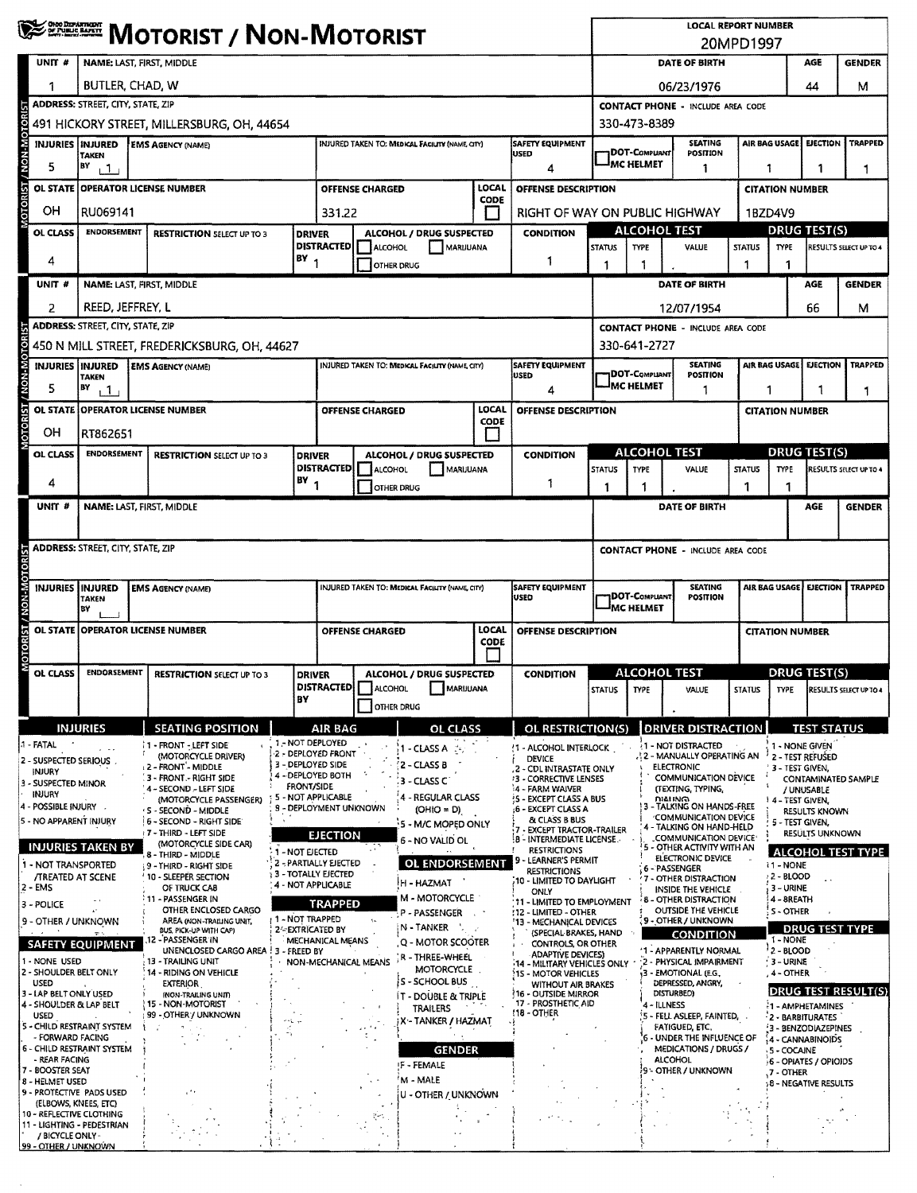# MOTORIST / NON-MOTORIST

**LOCAL REPORT NUMBER:** 20MPD1997

## Unit 1

| UNIT # | NAME: LAST, FIRST, MIDDLE | DATE OF BIRTH | AGE | GENDER |
|---|---|---|---|---|
| 1 | BUTLER, CHAD, W | 06/23/1976 | 44 | M |

| ADDRESS: STREET, CITY, STATE, ZIP | CONTACT PHONE - INCLUDE AREA CODE |
|---|---|
| 491 HICKORY STREET, MILLERSBURG, OH, 44654 | 330-473-8389 |

| INJURIES | INJURED TAKEN BY | EMS AGENCY (NAME) | INJURED TAKEN TO: MEDICAL FACILITY (NAME, CITY) | SAFETY EQUIPMENT USED | DOT-COMPLIANT MC HELMET | SEATING POSITION | AIR BAG USAGE | EJECTION | TRAPPED |
|---|---|---|---|---|---|---|---|---|---|
| 5 | 1 | | | 4 | | 1 | 1 | 1 | 1 |

| OL STATE | OPERATOR LICENSE NUMBER | OFFENSE CHARGED | LOCAL CODE | OFFENSE DESCRIPTION | CITATION NUMBER |
|---|---|---|---|---|---|
| OH | RU069141 | 331.22 | | RIGHT OF WAY ON PUBLIC HIGHWAY | 1BZD4V9 |

| OL CLASS | ENDORSEMENT | RESTRICTION SELECT UP TO 3 | DRIVER DISTRACTED BY | ALCOHOL / DRUG SUSPECTED | CONDITION | ALCOHOL TEST STATUS | ALCOHOL TEST TYPE | ALCOHOL TEST VALUE | DRUG TEST STATUS | DRUG TEST TYPE | DRUG TEST RESULTS SELECT UP TO 4 |
|---|---|---|---|---|---|---|---|---|---|---|---|
| 4 | | | 1 | ☐ ALCOHOL ☐ MARIJUANA ☐ OTHER DRUG | 1 | 1 | 1 | . | 1 | 1 | |

## Unit 2

| UNIT # | NAME: LAST, FIRST, MIDDLE | DATE OF BIRTH | AGE | GENDER |
|---|---|---|---|---|
| 2 | REED, JEFFREY, L | 12/07/1954 | 66 | M |

| ADDRESS: STREET, CITY, STATE, ZIP | CONTACT PHONE - INCLUDE AREA CODE |
|---|---|
| 450 N MILL STREET, FREDERICKSBURG, OH, 44627 | 330-641-2727 |

| INJURIES | INJURED TAKEN BY | EMS AGENCY (NAME) | INJURED TAKEN TO: MEDICAL FACILITY (NAME, CITY) | SAFETY EQUIPMENT USED | DOT-COMPLIANT MC HELMET | SEATING POSITION | AIR BAG USAGE | EJECTION | TRAPPED |
|---|---|---|---|---|---|---|---|---|---|
| 5 | 1 | | | 4 | | 1 | 1 | 1 | 1 |

| OL STATE | OPERATOR LICENSE NUMBER | OFFENSE CHARGED | LOCAL CODE | OFFENSE DESCRIPTION | CITATION NUMBER |
|---|---|---|---|---|---|
| OH | RT862651 | | | | |

| OL CLASS | ENDORSEMENT | RESTRICTION SELECT UP TO 3 | DRIVER DISTRACTED BY | ALCOHOL / DRUG SUSPECTED | CONDITION | ALCOHOL TEST STATUS | ALCOHOL TEST TYPE | ALCOHOL TEST VALUE | DRUG TEST STATUS | DRUG TEST TYPE | DRUG TEST RESULTS SELECT UP TO 4 |
|---|---|---|---|---|---|---|---|---|---|---|---|
| 4 | | | 1 | ☐ ALCOHOL ☐ MARIJUANA ☐ OTHER DRUG | 1 | 1 | 1 | . | 1 | 1 | |

## Unit (blank)

| UNIT # | NAME: LAST, FIRST, MIDDLE | DATE OF BIRTH | AGE | GENDER |
|---|---|---|---|---|
| | | | | |

| ADDRESS: STREET, CITY, STATE, ZIP | CONTACT PHONE - INCLUDE AREA CODE |
|---|---|
| | |

| INJURIES | INJURED TAKEN BY | EMS AGENCY (NAME) | INJURED TAKEN TO: MEDICAL FACILITY (NAME, CITY) | SAFETY EQUIPMENT USED | DOT-COMPLIANT MC HELMET | SEATING POSITION | AIR BAG USAGE | EJECTION | TRAPPED |
|---|---|---|---|---|---|---|---|---|---|
| | | | | | | | | | |

| OL STATE | OPERATOR LICENSE NUMBER | OFFENSE CHARGED | LOCAL CODE | OFFENSE DESCRIPTION | CITATION NUMBER |
|---|---|---|---|---|---|
| | | | | | |

| OL CLASS | ENDORSEMENT | RESTRICTION SELECT UP TO 3 | DRIVER DISTRACTED BY | ALCOHOL / DRUG SUSPECTED | CONDITION | ALCOHOL TEST STATUS | ALCOHOL TEST TYPE | ALCOHOL TEST VALUE | DRUG TEST STATUS | DRUG TEST TYPE | DRUG TEST RESULTS SELECT UP TO 4 |
|---|---|---|---|---|---|---|---|---|---|---|---|
| | | | | ☐ ALCOHOL ☐ MARIJUANA ☐ OTHER DRUG | | | | . | | | |

## Codes

**INJURIES**
1 - FATAL
2 - SUSPECTED SERIOUS INJURY
3 - SUSPECTED MINOR INJURY
4 - POSSIBLE INJURY
5 - NO APPARENT INJURY

**INJURIES TAKEN BY**
1 - NOT TRANSPORTED /TREATED AT SCENE
2 - EMS
3 - POLICE
9 - OTHER / UNKNOWN

**SAFETY EQUIPMENT**
1 - NONE USED
2 - SHOULDER BELT ONLY USED
3 - LAP BELT ONLY USED
4 - SHOULDER & LAP BELT USED
5 - CHILD RESTRAINT SYSTEM - FORWARD FACING
6 - CHILD RESTRAINT SYSTEM - REAR FACING
7 - BOOSTER SEAT
8 - HELMET USED
9 - PROTECTIVE PADS USED (ELBOWS, KNEES, ETC)
10 - REFLECTIVE CLOTHING
11 - LIGHTING - PEDESTRIAN / BICYCLE ONLY
99 - OTHER / UNKNOWN

**SEATING POSITION**
1 - FRONT - LEFT SIDE (MOTORCYCLE DRIVER)
2 - FRONT - MIDDLE
3 - FRONT - RIGHT SIDE
4 - SECOND - LEFT SIDE (MOTORCYCLE PASSENGER)
5 - SECOND - MIDDLE
6 - SECOND - RIGHT SIDE
7 - THIRD - LEFT SIDE (MOTORCYCLE SIDE CAR)
8 - THIRD - MIDDLE
9 - THIRD - RIGHT SIDE
10 - SLEEPER SECTION OF TRUCK CAB
11 - PASSENGER IN OTHER ENCLOSED CARGO AREA (NON-TRAILING UNIT, BUS, PICK-UP WITH CAP)
12 - PASSENGER IN UNENCLOSED CARGO AREA
13 - TRAILING UNIT
14 - RIDING ON VEHICLE EXTERIOR (NON-TRAILING UNIT)
15 - NON-MOTORIST
99 - OTHER / UNKNOWN

**AIR BAG**
1 - NOT DEPLOYED
2 - DEPLOYED FRONT
3 - DEPLOYED SIDE
4 - DEPLOYED BOTH FRONT/SIDE
5 - NOT APPLICABLE
9 - DEPLOYMENT UNKNOWN

**EJECTION**
1 - NOT EJECTED
2 - PARTIALLY EJECTED
3 - TOTALLY EJECTED
4 - NOT APPLICABLE

**TRAPPED**
1 - NOT TRAPPED
2 - EXTRICATED BY MECHANICAL MEANS
3 - FREED BY NON-MECHANICAL MEANS

**OL CLASS**
1 - CLASS A
2 - CLASS B
3 - CLASS C
4 - REGULAR CLASS (OHIO = D)
5 - M/C MOPED ONLY
6 - NO VALID OL

**OL ENDORSEMENT**
H - HAZMAT
M - MOTORCYCLE
P - PASSENGER
N - TANKER
Q - MOTOR SCOOTER
R - THREE-WHEEL MOTORCYCLE
S - SCHOOL BUS
T - DOUBLE & TRIPLE TRAILERS
X - TANKER / HAZMAT

**GENDER**
F - FEMALE
M - MALE
U - OTHER / UNKNOWN

**OL RESTRICTION(S)**
1 - ALCOHOL INTERLOCK DEVICE
2 - CDL INTRASTATE ONLY
3 - CORRECTIVE LENSES
4 - FARM WAIVER
5 - EXCEPT CLASS A BUS
6 - EXCEPT CLASS A & CLASS B BUS
7 - EXCEPT TRACTOR-TRAILER
8 - INTERMEDIATE LICENSE RESTRICTIONS
9 - LEARNER'S PERMIT RESTRICTIONS
10 - LIMITED TO DAYLIGHT ONLY
11 - LIMITED TO EMPLOYMENT
12 - LIMITED - OTHER
13 - MECHANICAL DEVICES (SPECIAL BRAKES, HAND CONTROLS, OR OTHER ADAPTIVE DEVICES)
14 - MILITARY VEHICLES ONLY
15 - MOTOR VEHICLES WITHOUT AIR BRAKES
16 - OUTSIDE MIRROR
17 - PROSTHETIC AID
18 - OTHER

**DRIVER DISTRACTION**
1 - NOT DISTRACTED
2 - MANUALLY OPERATING AN ELECTRONIC COMMUNICATION DEVICE (TEXTING, TYPING, DIALING)
3 - TALKING ON HANDS-FREE COMMUNICATION DEVICE
4 - TALKING ON HAND-HELD COMMUNICATION DEVICE
5 - OTHER ACTIVITY WITH AN ELECTRONIC DEVICE
6 - PASSENGER
7 - OTHER DISTRACTION INSIDE THE VEHICLE
8 - OTHER DISTRACTION OUTSIDE THE VEHICLE
9 - OTHER / UNKNOWN

**CONDITION**
1 - APPARENTLY NORMAL
2 - PHYSICAL IMPAIRMENT
3 - EMOTIONAL (E.G., DEPRESSED, ANGRY, DISTURBED)
4 - ILLNESS
5 - FELL ASLEEP, FAINTED, FATIGUED, ETC.
6 - UNDER THE INFLUENCE OF MEDICATIONS / DRUGS / ALCOHOL
9 - OTHER / UNKNOWN

**TEST STATUS**
1 - NONE GIVEN
2 - TEST REFUSED
3 - TEST GIVEN, CONTAMINATED SAMPLE / UNUSABLE
4 - TEST GIVEN, RESULTS KNOWN
5 - TEST GIVEN, RESULTS UNKNOWN

**ALCOHOL TEST TYPE**
1 - NONE
2 - BLOOD
3 - URINE
4 - BREATH
5 - OTHER

**DRUG TEST TYPE**
1 - NONE
2 - BLOOD
3 - URINE
4 - OTHER

**DRUG TEST RESULT(S)**
1 - AMPHETAMINES
2 - BARBITURATES
3 - BENZODIAZEPINES
4 - CANNABINOIDS
5 - COCAINE
6 - OPIATES / OPIOIDS
7 - OTHER
8 - NEGATIVE RESULTS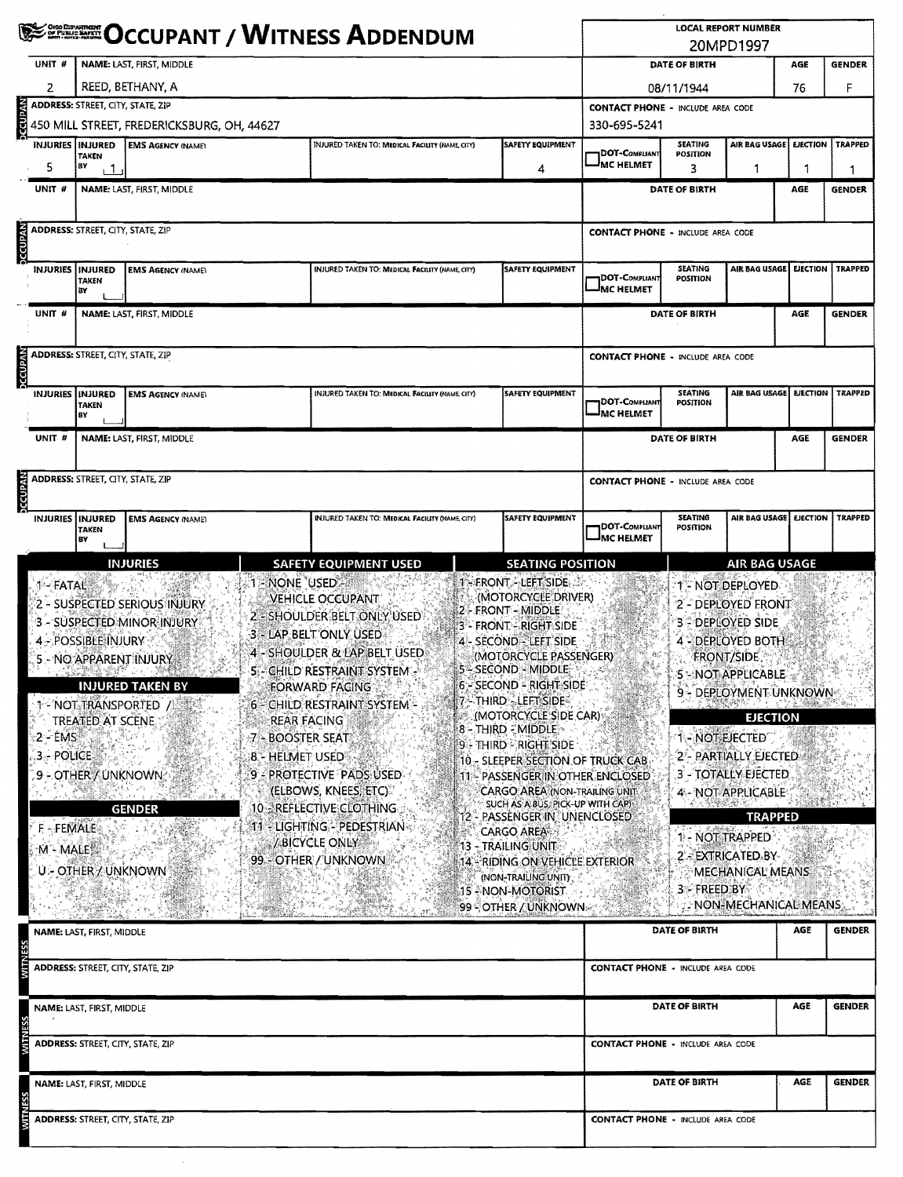# OCCUPANT / WITNESS ADDENDUM

**LOCAL REPORT NUMBER:** 20MPD1997

## OCCUPANT

| UNIT # | NAME: LAST, FIRST, MIDDLE | DATE OF BIRTH | AGE | GENDER |
|---|---|---|---|---|
| 2 | REED, BETHANY, A | 08/11/1944 | 76 | F |

| ADDRESS: STREET, CITY, STATE, ZIP | CONTACT PHONE - INCLUDE AREA CODE |
|---|---|
| 450 MILL STREET, FREDERICKSBURG, OH, 44627 | 330-695-5241 |

| INJURIES | INJURED TAKEN BY | EMS AGENCY (NAME) | INJURED TAKEN TO: MEDICAL FACILITY (NAME, CITY) | SAFETY EQUIPMENT | DOT-COMPLIANT MC HELMET | SEATING POSITION | AIR BAG USAGE | EJECTION | TRAPPED |
|---|---|---|---|---|---|---|---|---|---|
| 5 | 1 | | | 4 | | 3 | 1 | 1 | 1 |

## OCCUPANT

| UNIT # | NAME: LAST, FIRST, MIDDLE | DATE OF BIRTH | AGE | GENDER |
|---|---|---|---|---|
| | | | | |

| ADDRESS: STREET, CITY, STATE, ZIP | CONTACT PHONE - INCLUDE AREA CODE |
|---|---|
| | |

| INJURIES | INJURED TAKEN BY | EMS AGENCY (NAME) | INJURED TAKEN TO: MEDICAL FACILITY (NAME, CITY) | SAFETY EQUIPMENT | DOT-COMPLIANT MC HELMET | SEATING POSITION | AIR BAG USAGE | EJECTION | TRAPPED |
|---|---|---|---|---|---|---|---|---|---|
| | | | | | | | | | |

## OCCUPANT

| UNIT # | NAME: LAST, FIRST, MIDDLE | DATE OF BIRTH | AGE | GENDER |
|---|---|---|---|---|
| | | | | |

| ADDRESS: STREET, CITY, STATE, ZIP | CONTACT PHONE - INCLUDE AREA CODE |
|---|---|
| | |

| INJURIES | INJURED TAKEN BY | EMS AGENCY (NAME) | INJURED TAKEN TO: MEDICAL FACILITY (NAME, CITY) | SAFETY EQUIPMENT | DOT-COMPLIANT MC HELMET | SEATING POSITION | AIR BAG USAGE | EJECTION | TRAPPED |
|---|---|---|---|---|---|---|---|---|---|
| | | | | | | | | | |

## OCCUPANT

| UNIT # | NAME: LAST, FIRST, MIDDLE | DATE OF BIRTH | AGE | GENDER |
|---|---|---|---|---|
| | | | | |

| ADDRESS: STREET, CITY, STATE, ZIP | CONTACT PHONE - INCLUDE AREA CODE |
|---|---|
| | |

| INJURIES | INJURED TAKEN BY | EMS AGENCY (NAME) | INJURED TAKEN TO: MEDICAL FACILITY (NAME, CITY) | SAFETY EQUIPMENT | DOT-COMPLIANT MC HELMET | SEATING POSITION | AIR BAG USAGE | EJECTION | TRAPPED |
|---|---|---|---|---|---|---|---|---|---|
| | | | | | | | | | |

### INJURIES
1 - FATAL
2 - SUSPECTED SERIOUS INJURY
3 - SUSPECTED MINOR INJURY
4 - POSSIBLE INJURY
5 - NO APPARENT INJURY

### INJURED TAKEN BY
1 - NOT TRANSPORTED / TREATED AT SCENE
2 - EMS
3 - POLICE
9 - OTHER / UNKNOWN

### GENDER
F - FEMALE
M - MALE
U - OTHER / UNKNOWN

### SAFETY EQUIPMENT USED
1 - NONE USED - VEHICLE OCCUPANT
2 - SHOULDER BELT ONLY USED
3 - LAP BELT ONLY USED
4 - SHOULDER & LAP BELT USED
5 - CHILD RESTRAINT SYSTEM - FORWARD FACING
6 - CHILD RESTRAINT SYSTEM - REAR FACING
7 - BOOSTER SEAT
8 - HELMET USED
9 - PROTECTIVE PADS USED (ELBOWS, KNEES, ETC)
10 - REFLECTIVE CLOTHING
11 - LIGHTING - PEDESTRIAN / BICYCLE ONLY
99 - OTHER / UNKNOWN

### SEATING POSITION
1 - FRONT - LEFT SIDE (MOTORCYCLE DRIVER)
2 - FRONT - MIDDLE
3 - FRONT - RIGHT SIDE
4 - SECOND - LEFT SIDE (MOTORCYCLE PASSENGER)
5 - SECOND - MIDDLE
6 - SECOND - RIGHT SIDE
7 - THIRD - LEFT SIDE (MOTORCYCLE SIDE CAR)
8 - THIRD - MIDDLE
9 - THIRD - RIGHT SIDE
10 - SLEEPER SECTION OF TRUCK CAB
11 - PASSENGER IN OTHER ENCLOSED CARGO AREA (NON-TRAILING UNIT SUCH AS A BUS, PICK-UP WITH CAP)
12 - PASSENGER IN UNENCLOSED CARGO AREA
13 - TRAILING UNIT
14 - RIDING ON VEHICLE EXTERIOR (NON-TRAILING UNIT)
15 - NON-MOTORIST
99 - OTHER / UNKNOWN

### AIR BAG USAGE
1 - NOT DEPLOYED
2 - DEPLOYED FRONT
3 - DEPLOYED SIDE
4 - DEPLOYED BOTH FRONT/SIDE
5 - NOT APPLICABLE
9 - DEPLOYMENT UNKNOWN

### EJECTION
1 - NOT EJECTED
2 - PARTIALLY EJECTED
3 - TOTALLY EJECTED
4 - NOT APPLICABLE

### TRAPPED
1 - NOT TRAPPED
2 - EXTRICATED BY MECHANICAL MEANS
3 - FREED BY NON-MECHANICAL MEANS

## WITNESS

| NAME: LAST, FIRST, MIDDLE | DATE OF BIRTH | AGE | GENDER |
|---|---|---|---|
| | | | |

| ADDRESS: STREET, CITY, STATE, ZIP | CONTACT PHONE - INCLUDE AREA CODE |
|---|---|
| | |

## WITNESS

| NAME: LAST, FIRST, MIDDLE | DATE OF BIRTH | AGE | GENDER |
|---|---|---|---|
| | | | |

| ADDRESS: STREET, CITY, STATE, ZIP | CONTACT PHONE - INCLUDE AREA CODE |
|---|---|
| | |

## WITNESS

| NAME: LAST, FIRST, MIDDLE | DATE OF BIRTH | AGE | GENDER |
|---|---|---|---|
| | | | |

| ADDRESS: STREET, CITY, STATE, ZIP | CONTACT PHONE - INCLUDE AREA CODE |
|---|---|
| | |